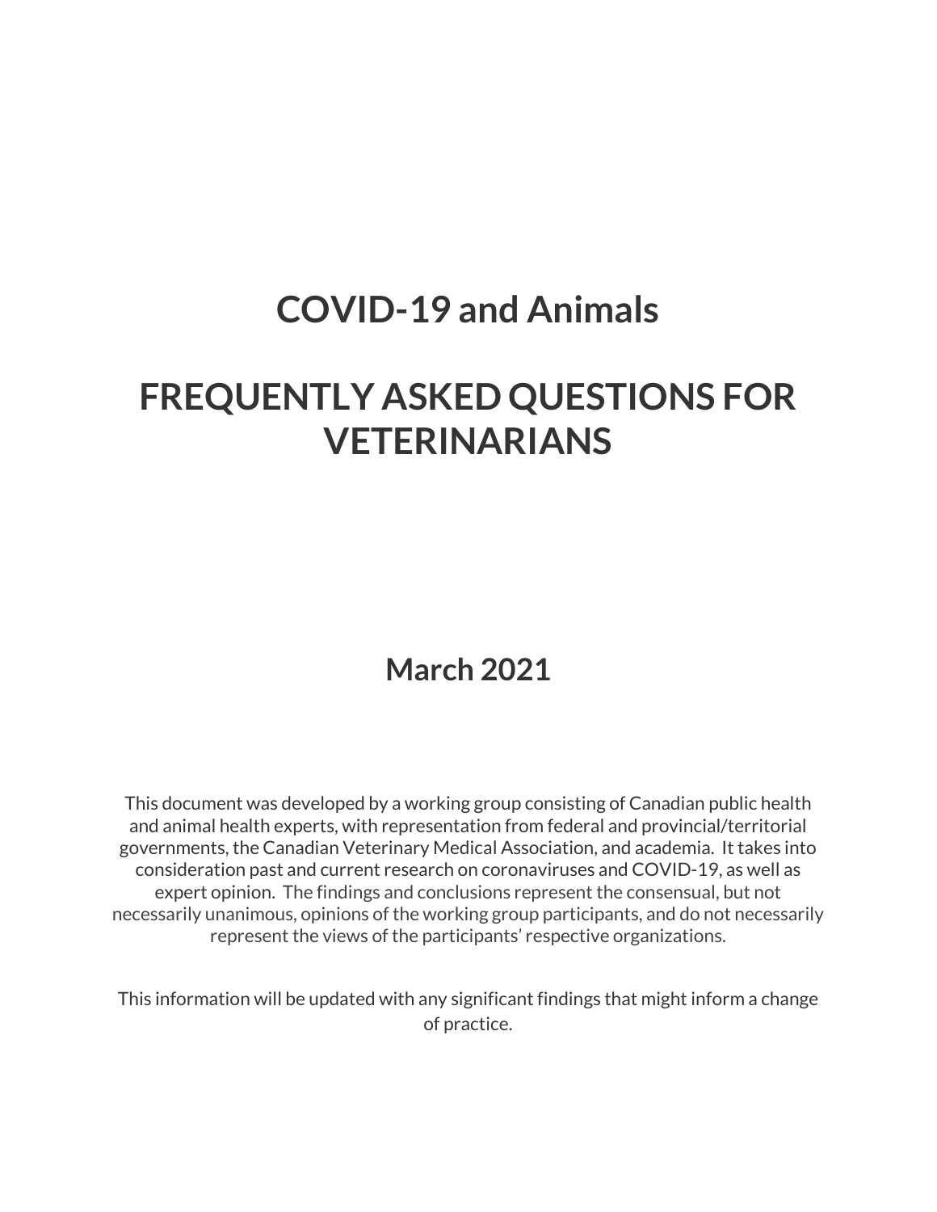# COVID-19 and Animals

# FREQUENTLY ASKED QUESTIONS FOR VETERINARIANS

**March 2021**

This document was developed by a working group consisting of Canadian public health and animal health experts, with representation from federal and provincial/territorial governments, the Canadian Veterinary Medical Association, and academia. It takes into consideration past and current research on coronaviruses and COVID-19, as well as expert opinion. The findings and conclusions represent the consensual, but not necessarily unanimous, opinions of the working group participants, and do not necessarily represent the views of the participants' respective organizations.

This information will be updated with any significant findings that might inform a change of practice.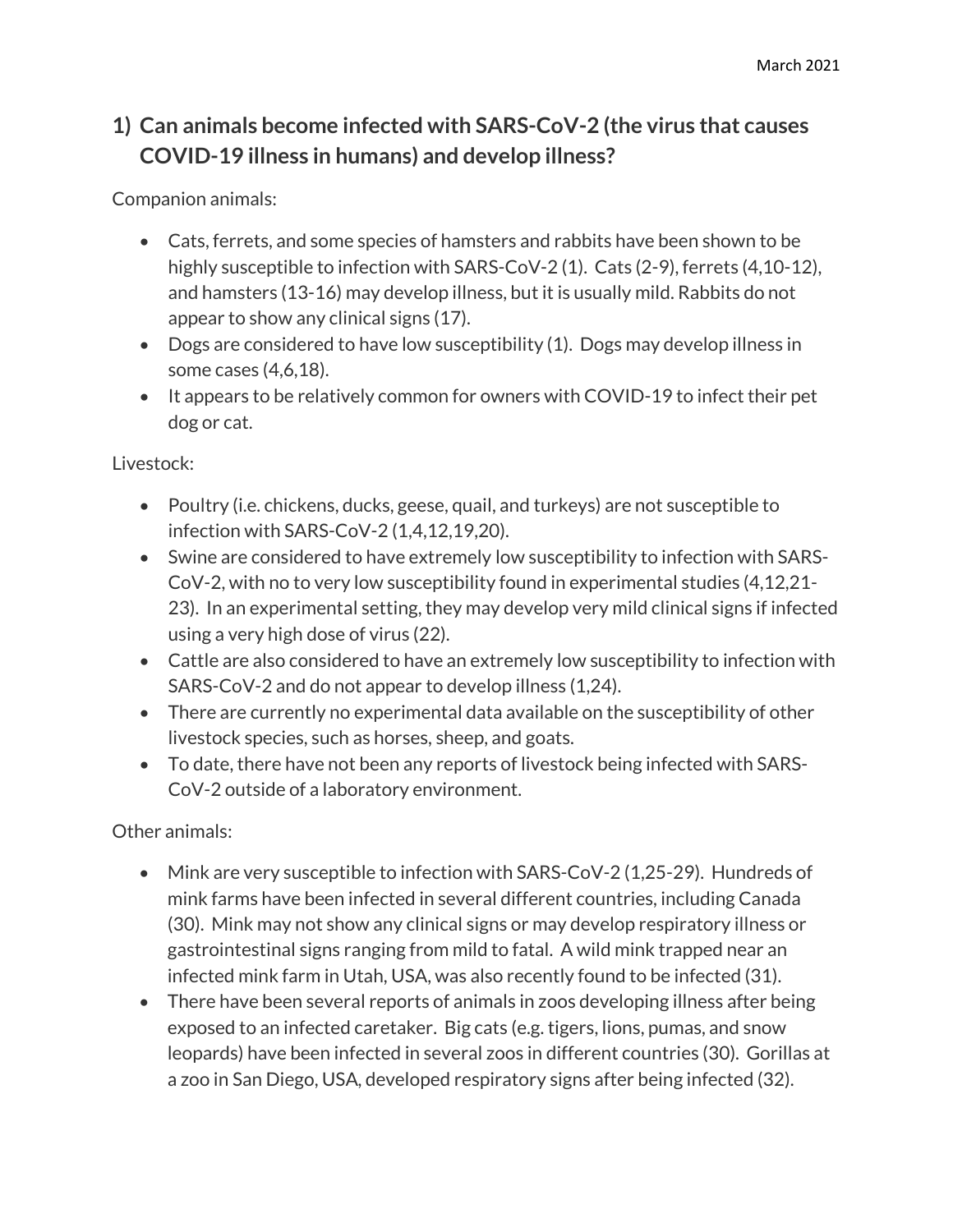March 2021

## 1) Can animals become infected with SARS-CoV-2 (the virus that causes COVID-19 illness in humans) and develop illness?

Companion animals:

- Cats, ferrets, and some species of hamsters and rabbits have been shown to be highly susceptible to infection with SARS-CoV-2 (1). Cats (2-9), ferrets (4,10-12), and hamsters (13-16) may develop illness, but it is usually mild. Rabbits do not appear to show any clinical signs (17).
- Dogs are considered to have low susceptibility (1). Dogs may develop illness in some cases (4,6,18).
- It appears to be relatively common for owners with COVID-19 to infect their pet dog or cat.

Livestock:

- Poultry (i.e. chickens, ducks, geese, quail, and turkeys) are not susceptible to infection with SARS-CoV-2 (1,4,12,19,20).
- Swine are considered to have extremely low susceptibility to infection with SARS-CoV-2, with no to very low susceptibility found in experimental studies (4,12,21-23). In an experimental setting, they may develop very mild clinical signs if infected using a very high dose of virus (22).
- Cattle are also considered to have an extremely low susceptibility to infection with SARS-CoV-2 and do not appear to develop illness (1,24).
- There are currently no experimental data available on the susceptibility of other livestock species, such as horses, sheep, and goats.
- To date, there have not been any reports of livestock being infected with SARS-CoV-2 outside of a laboratory environment.

Other animals:

- Mink are very susceptible to infection with SARS-CoV-2 (1,25-29). Hundreds of mink farms have been infected in several different countries, including Canada (30). Mink may not show any clinical signs or may develop respiratory illness or gastrointestinal signs ranging from mild to fatal. A wild mink trapped near an infected mink farm in Utah, USA, was also recently found to be infected (31).
- There have been several reports of animals in zoos developing illness after being exposed to an infected caretaker. Big cats (e.g. tigers, lions, pumas, and snow leopards) have been infected in several zoos in different countries (30). Gorillas at a zoo in San Diego, USA, developed respiratory signs after being infected (32).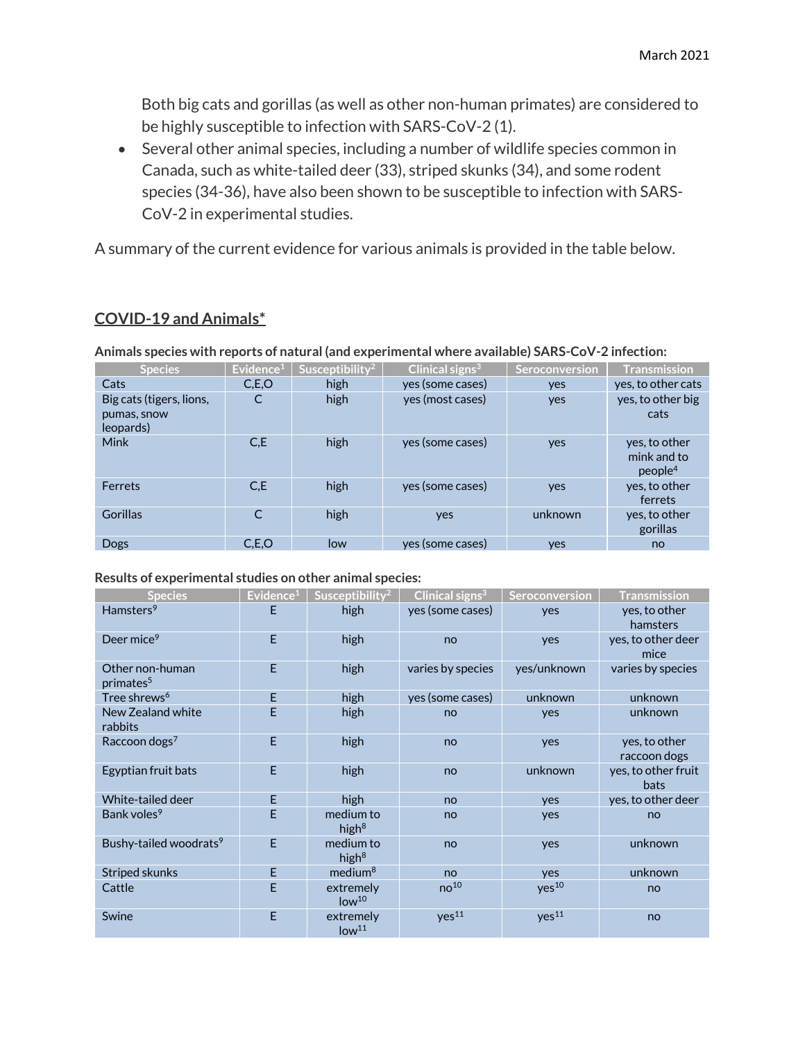Both big cats and gorillas (as well as other non-human primates) are considered to be highly susceptible to infection with SARS-CoV-2 (1).

- Several other animal species, including a number of wildlife species common in Canada, such as white-tailed deer (33), striped skunks (34), and some rodent species (34-36), have also been shown to be susceptible to infection with SARS-CoV-2 in experimental studies.

A summary of the current evidence for various animals is provided in the table below.

## COVID-19 and Animals*

**Animals species with reports of natural (and experimental where available) SARS-CoV-2 infection:**

| Species | Evidence[1] | Susceptibility[2] | Clinical signs[3] | Seroconversion | Transmission |
|---|---|---|---|---|---|
| Cats | C,E,O | high | yes (some cases) | yes | yes, to other cats |
| Big cats (tigers, lions, pumas, snow leopards) | C | high | yes (most cases) | yes | yes, to other big cats |
| Mink | C,E | high | yes (some cases) | yes | yes, to other mink and to people[4] |
| Ferrets | C,E | high | yes (some cases) | yes | yes, to other ferrets |
| Gorillas | C | high | yes | unknown | yes, to other gorillas |
| Dogs | C,E,O | low | yes (some cases) | yes | no |

**Results of experimental studies on other animal species:**

| Species | Evidence[1] | Susceptibility[2] | Clinical signs[3] | Seroconversion | Transmission |
|---|---|---|---|---|---|
| Hamsters[9] | E | high | yes (some cases) | yes | yes, to other hamsters |
| Deer mice[9] | E | high | no | yes | yes, to other deer mice |
| Other non-human primates[5] | E | high | varies by species | yes/unknown | varies by species |
| Tree shrews[6] | E | high | yes (some cases) | unknown | unknown |
| New Zealand white rabbits | E | high | no | yes | unknown |
| Raccoon dogs[7] | E | high | no | yes | yes, to other raccoon dogs |
| Egyptian fruit bats | E | high | no | unknown | yes, to other fruit bats |
| White-tailed deer | E | high | no | yes | yes, to other deer |
| Bank voles[9] | E | medium to high[8] | no | yes | no |
| Bushy-tailed woodrats[9] | E | medium to high[8] | no | yes | unknown |
| Striped skunks | E | medium[8] | no | yes | unknown |
| Cattle | E | extremely low[10] | no[10] | yes[10] | no |
| Swine | E | extremely low[11] | yes[11] | yes[11] | no |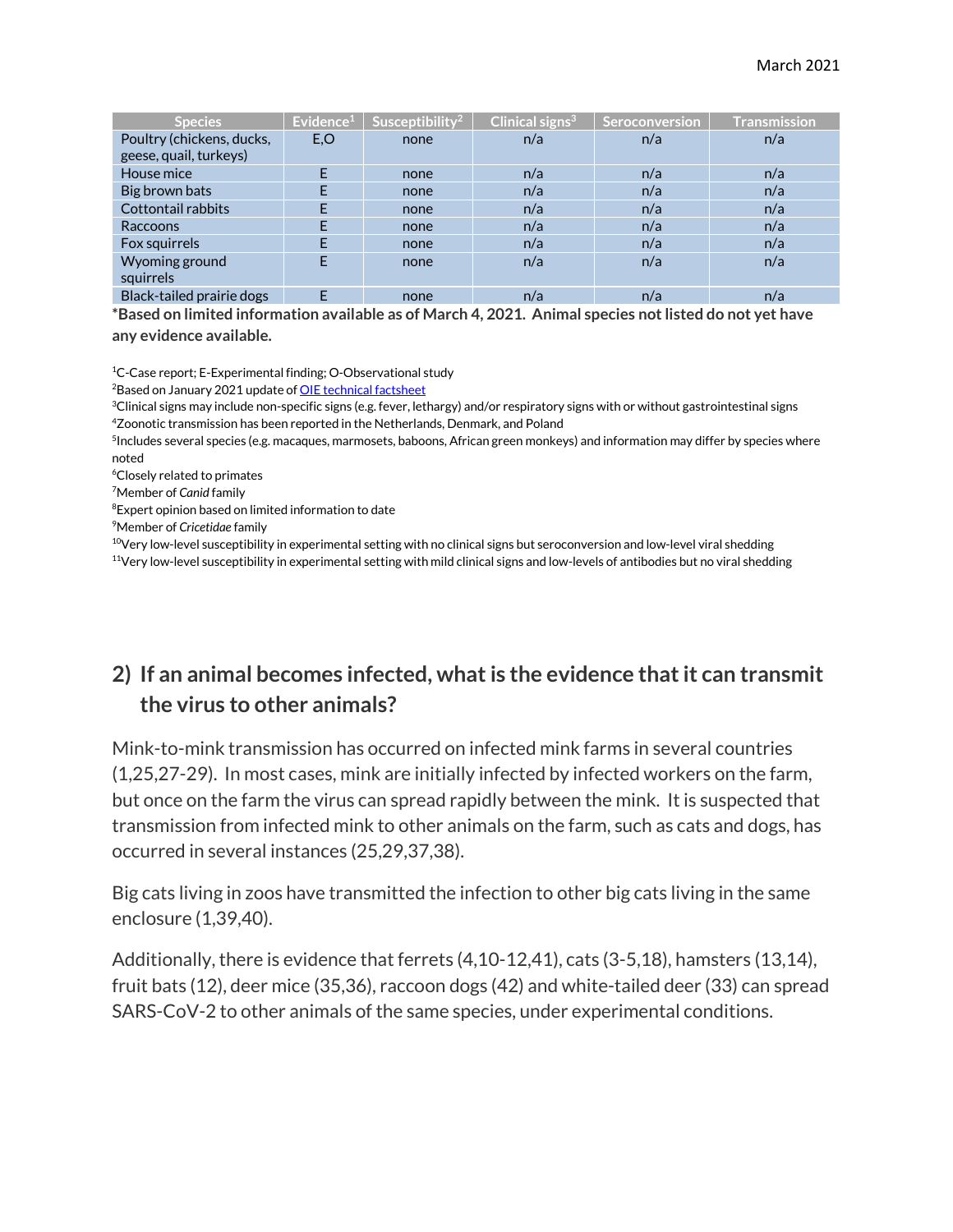| Species | Evidence[1] | Susceptibility[2] | Clinical signs[3] | Seroconversion | Transmission |
|---|---|---|---|---|---|
| Poultry (chickens, ducks, geese, quail, turkeys) | E,O | none | n/a | n/a | n/a |
| House mice | E | none | n/a | n/a | n/a |
| Big brown bats | E | none | n/a | n/a | n/a |
| Cottontail rabbits | E | none | n/a | n/a | n/a |
| Raccoons | E | none | n/a | n/a | n/a |
| Fox squirrels | E | none | n/a | n/a | n/a |
| Wyoming ground squirrels | E | none | n/a | n/a | n/a |
| Black-tailed prairie dogs | E | none | n/a | n/a | n/a |

***Based on limited information available as of March 4, 2021. Animal species not listed do not yet have any evidence available.**

[1]C-Case report; E-Experimental finding; O-Observational study
[2]Based on January 2021 update of OIE technical factsheet
[3]Clinical signs may include non-specific signs (e.g. fever, lethargy) and/or respiratory signs with or without gastrointestinal signs
[4]Zoonotic transmission has been reported in the Netherlands, Denmark, and Poland
[5]Includes several species (e.g. macaques, marmosets, baboons, African green monkeys) and information may differ by species where noted
[6]Closely related to primates
[7]Member of *Canid* family
[8]Expert opinion based on limited information to date
[9]Member of *Cricetidae* family
[10]Very low-level susceptibility in experimental setting with no clinical signs but seroconversion and low-level viral shedding
[11]Very low-level susceptibility in experimental setting with mild clinical signs and low-levels of antibodies but no viral shedding

## 2) If an animal becomes infected, what is the evidence that it can transmit the virus to other animals?

Mink-to-mink transmission has occurred on infected mink farms in several countries (1,25,27-29). In most cases, mink are initially infected by infected workers on the farm, but once on the farm the virus can spread rapidly between the mink. It is suspected that transmission from infected mink to other animals on the farm, such as cats and dogs, has occurred in several instances (25,29,37,38).

Big cats living in zoos have transmitted the infection to other big cats living in the same enclosure (1,39,40).

Additionally, there is evidence that ferrets (4,10-12,41), cats (3-5,18), hamsters (13,14), fruit bats (12), deer mice (35,36), raccoon dogs (42) and white-tailed deer (33) can spread SARS-CoV-2 to other animals of the same species, under experimental conditions.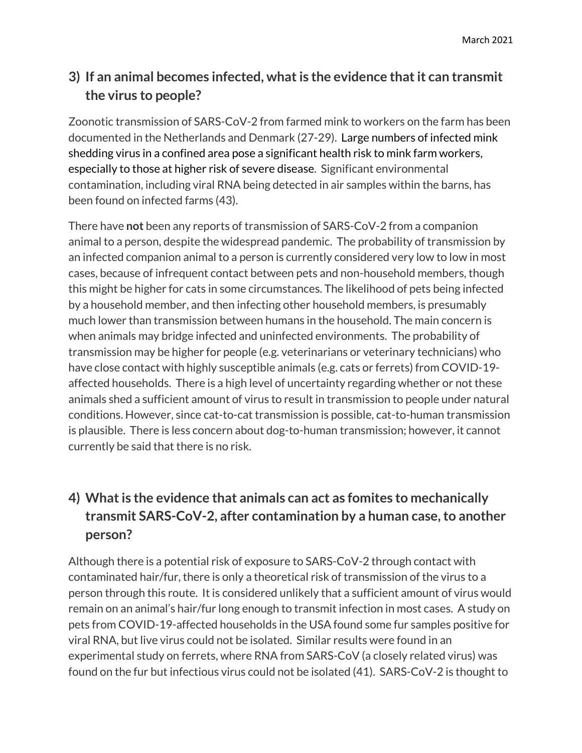## 3) If an animal becomes infected, what is the evidence that it can transmit the virus to people?

Zoonotic transmission of SARS-CoV-2 from farmed mink to workers on the farm has been documented in the Netherlands and Denmark (27-29). Large numbers of infected mink shedding virus in a confined area pose a significant health risk to mink farm workers, especially to those at higher risk of severe disease. Significant environmental contamination, including viral RNA being detected in air samples within the barns, has been found on infected farms (43).

There have **not** been any reports of transmission of SARS-CoV-2 from a companion animal to a person, despite the widespread pandemic. The probability of transmission by an infected companion animal to a person is currently considered very low to low in most cases, because of infrequent contact between pets and non-household members, though this might be higher for cats in some circumstances. The likelihood of pets being infected by a household member, and then infecting other household members, is presumably much lower than transmission between humans in the household. The main concern is when animals may bridge infected and uninfected environments. The probability of transmission may be higher for people (e.g. veterinarians or veterinary technicians) who have close contact with highly susceptible animals (e.g. cats or ferrets) from COVID-19-affected households. There is a high level of uncertainty regarding whether or not these animals shed a sufficient amount of virus to result in transmission to people under natural conditions. However, since cat-to-cat transmission is possible, cat-to-human transmission is plausible. There is less concern about dog-to-human transmission; however, it cannot currently be said that there is no risk.

## 4) What is the evidence that animals can act as fomites to mechanically transmit SARS-CoV-2, after contamination by a human case, to another person?

Although there is a potential risk of exposure to SARS-CoV-2 through contact with contaminated hair/fur, there is only a theoretical risk of transmission of the virus to a person through this route. It is considered unlikely that a sufficient amount of virus would remain on an animal's hair/fur long enough to transmit infection in most cases. A study on pets from COVID-19-affected households in the USA found some fur samples positive for viral RNA, but live virus could not be isolated. Similar results were found in an experimental study on ferrets, where RNA from SARS-CoV (a closely related virus) was found on the fur but infectious virus could not be isolated (41). SARS-CoV-2 is thought to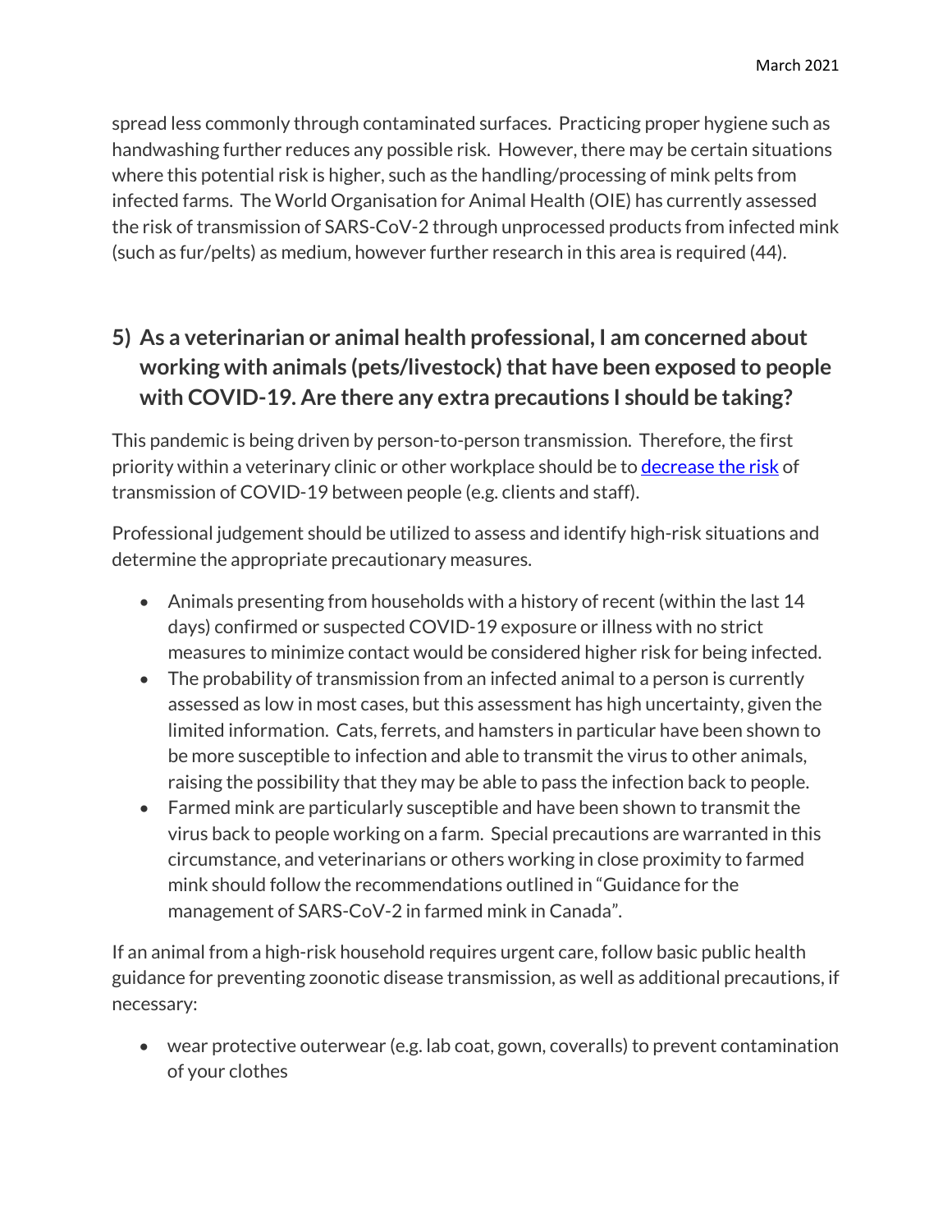spread less commonly through contaminated surfaces. Practicing proper hygiene such as handwashing further reduces any possible risk. However, there may be certain situations where this potential risk is higher, such as the handling/processing of mink pelts from infected farms. The World Organisation for Animal Health (OIE) has currently assessed the risk of transmission of SARS-CoV-2 through unprocessed products from infected mink (such as fur/pelts) as medium, however further research in this area is required (44).

## 5) As a veterinarian or animal health professional, I am concerned about working with animals (pets/livestock) that have been exposed to people with COVID-19. Are there any extra precautions I should be taking?

This pandemic is being driven by person-to-person transmission. Therefore, the first priority within a veterinary clinic or other workplace should be to decrease the risk of transmission of COVID-19 between people (e.g. clients and staff).

Professional judgement should be utilized to assess and identify high-risk situations and determine the appropriate precautionary measures.

- Animals presenting from households with a history of recent (within the last 14 days) confirmed or suspected COVID-19 exposure or illness with no strict measures to minimize contact would be considered higher risk for being infected.
- The probability of transmission from an infected animal to a person is currently assessed as low in most cases, but this assessment has high uncertainty, given the limited information. Cats, ferrets, and hamsters in particular have been shown to be more susceptible to infection and able to transmit the virus to other animals, raising the possibility that they may be able to pass the infection back to people.
- Farmed mink are particularly susceptible and have been shown to transmit the virus back to people working on a farm. Special precautions are warranted in this circumstance, and veterinarians or others working in close proximity to farmed mink should follow the recommendations outlined in "Guidance for the management of SARS-CoV-2 in farmed mink in Canada".

If an animal from a high-risk household requires urgent care, follow basic public health guidance for preventing zoonotic disease transmission, as well as additional precautions, if necessary:

- wear protective outerwear (e.g. lab coat, gown, coveralls) to prevent contamination of your clothes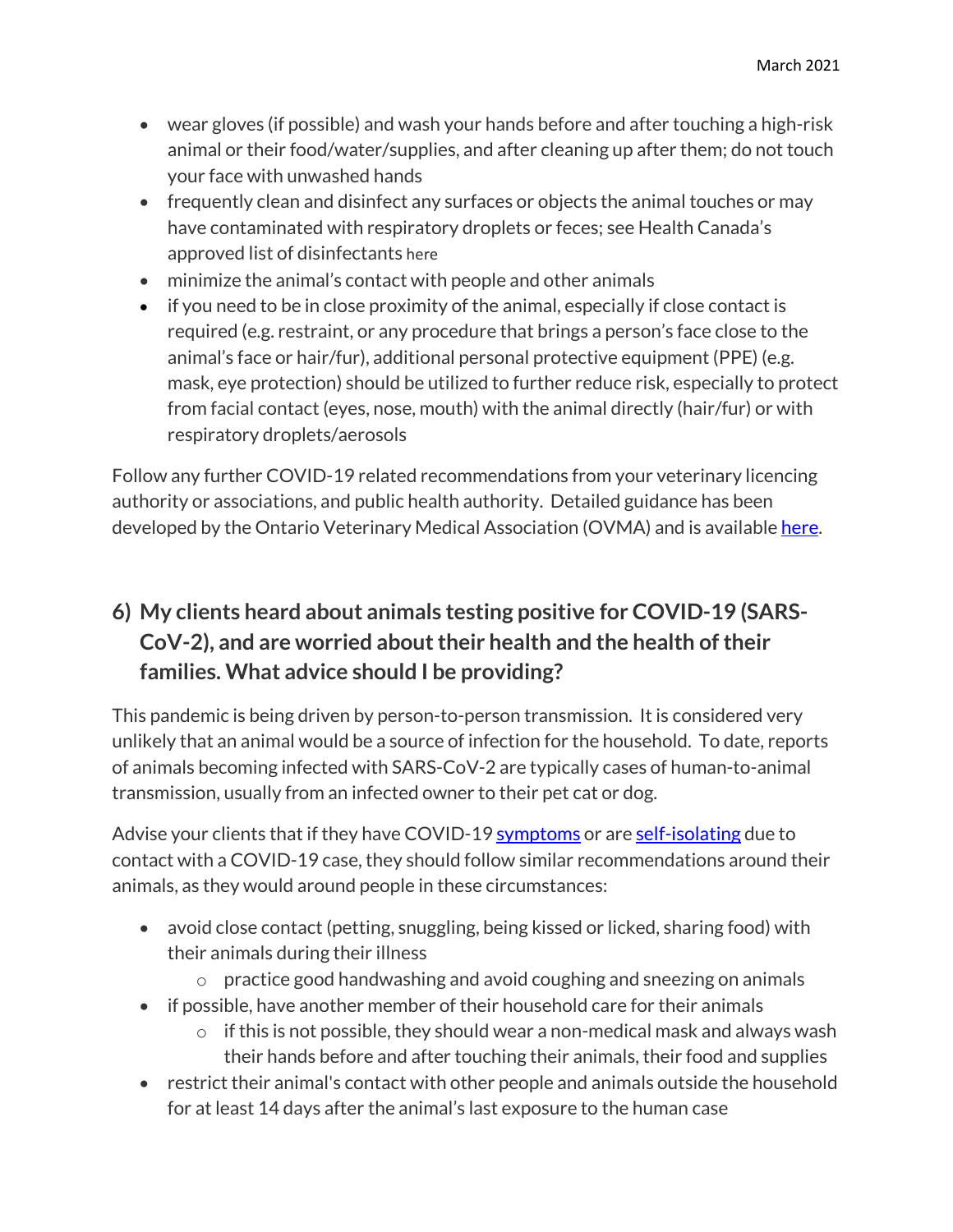- wear gloves (if possible) and wash your hands before and after touching a high-risk animal or their food/water/supplies, and after cleaning up after them; do not touch your face with unwashed hands
- frequently clean and disinfect any surfaces or objects the animal touches or may have contaminated with respiratory droplets or feces; see Health Canada's approved list of disinfectants here
- minimize the animal's contact with people and other animals
- if you need to be in close proximity of the animal, especially if close contact is required (e.g. restraint, or any procedure that brings a person's face close to the animal's face or hair/fur), additional personal protective equipment (PPE) (e.g. mask, eye protection) should be utilized to further reduce risk, especially to protect from facial contact (eyes, nose, mouth) with the animal directly (hair/fur) or with respiratory droplets/aerosols

Follow any further COVID-19 related recommendations from your veterinary licencing authority or associations, and public health authority. Detailed guidance has been developed by the Ontario Veterinary Medical Association (OVMA) and is available here.

## 6) My clients heard about animals testing positive for COVID-19 (SARS-CoV-2), and are worried about their health and the health of their families. What advice should I be providing?

This pandemic is being driven by person-to-person transmission. It is considered very unlikely that an animal would be a source of infection for the household. To date, reports of animals becoming infected with SARS-CoV-2 are typically cases of human-to-animal transmission, usually from an infected owner to their pet cat or dog.

Advise your clients that if they have COVID-19 symptoms or are self-isolating due to contact with a COVID-19 case, they should follow similar recommendations around their animals, as they would around people in these circumstances:

- avoid close contact (petting, snuggling, being kissed or licked, sharing food) with their animals during their illness
  - practice good handwashing and avoid coughing and sneezing on animals
- if possible, have another member of their household care for their animals
  - if this is not possible, they should wear a non-medical mask and always wash their hands before and after touching their animals, their food and supplies
- restrict their animal's contact with other people and animals outside the household for at least 14 days after the animal's last exposure to the human case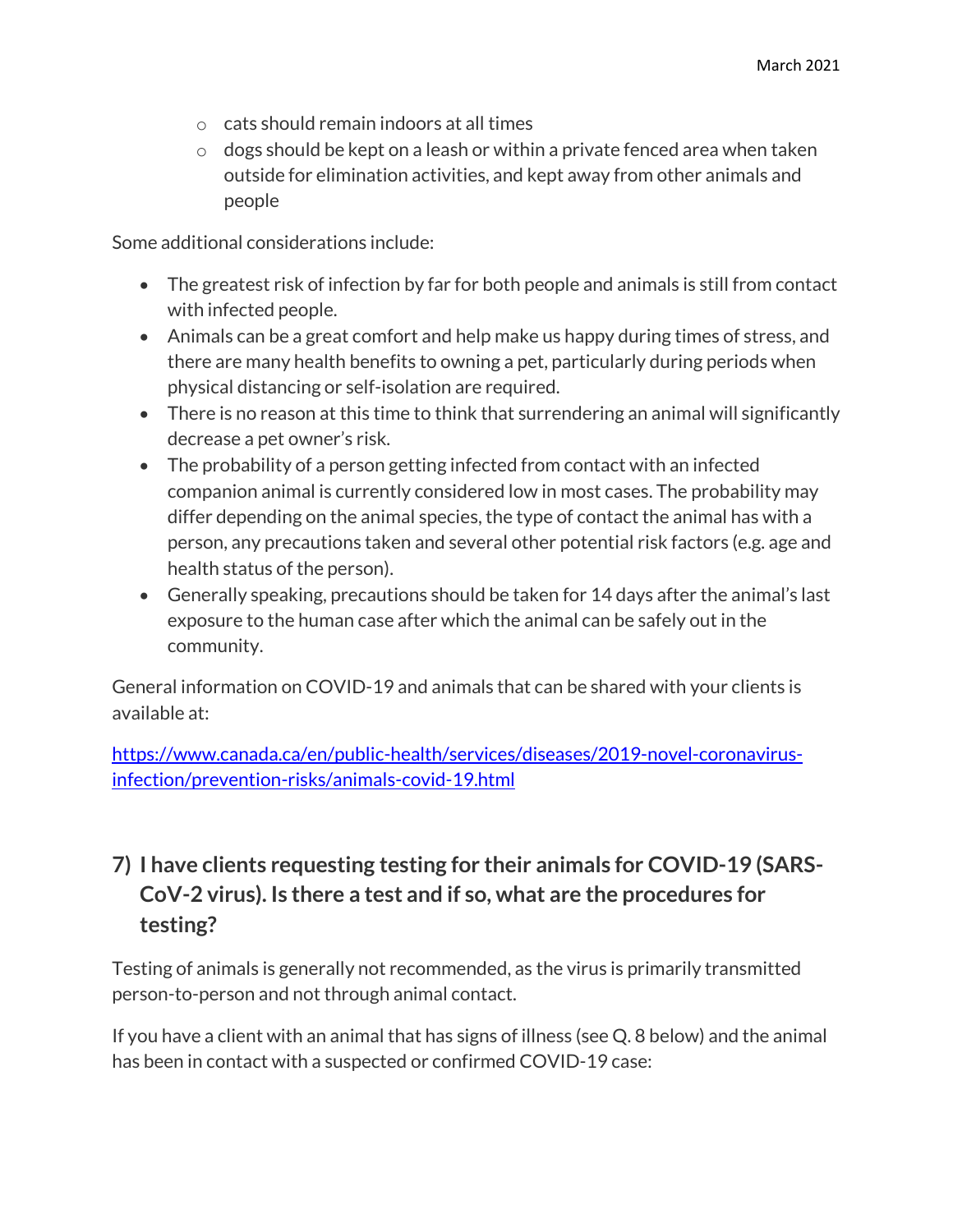- cats should remain indoors at all times
  - dogs should be kept on a leash or within a private fenced area when taken outside for elimination activities, and kept away from other animals and people

Some additional considerations include:

- The greatest risk of infection by far for both people and animals is still from contact with infected people.
- Animals can be a great comfort and help make us happy during times of stress, and there are many health benefits to owning a pet, particularly during periods when physical distancing or self-isolation are required.
- There is no reason at this time to think that surrendering an animal will significantly decrease a pet owner's risk.
- The probability of a person getting infected from contact with an infected companion animal is currently considered low in most cases. The probability may differ depending on the animal species, the type of contact the animal has with a person, any precautions taken and several other potential risk factors (e.g. age and health status of the person).
- Generally speaking, precautions should be taken for 14 days after the animal's last exposure to the human case after which the animal can be safely out in the community.

General information on COVID-19 and animals that can be shared with your clients is available at:

[https://www.canada.ca/en/public-health/services/diseases/2019-novel-coronavirus-infection/prevention-risks/animals-covid-19.html](https://www.canada.ca/en/public-health/services/diseases/2019-novel-coronavirus-infection/prevention-risks/animals-covid-19.html)

## 7) I have clients requesting testing for their animals for COVID-19 (SARS-CoV-2 virus). Is there a test and if so, what are the procedures for testing?

Testing of animals is generally not recommended, as the virus is primarily transmitted person-to-person and not through animal contact.

If you have a client with an animal that has signs of illness (see Q. 8 below) and the animal has been in contact with a suspected or confirmed COVID-19 case: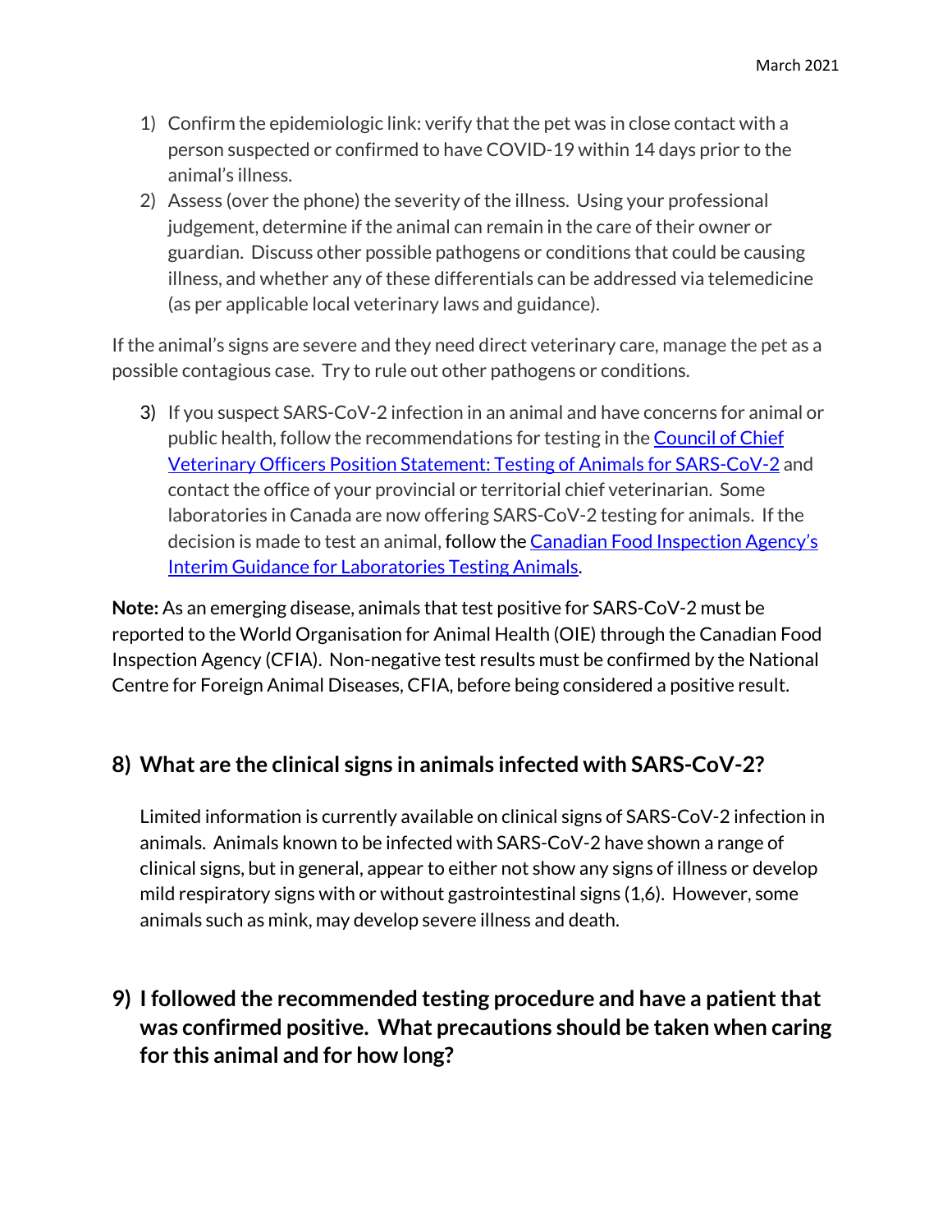1) Confirm the epidemiologic link: verify that the pet was in close contact with a person suspected or confirmed to have COVID-19 within 14 days prior to the animal's illness.
2) Assess (over the phone) the severity of the illness. Using your professional judgement, determine if the animal can remain in the care of their owner or guardian. Discuss other possible pathogens or conditions that could be causing illness, and whether any of these differentials can be addressed via telemedicine (as per applicable local veterinary laws and guidance).

If the animal's signs are severe and they need direct veterinary care, manage the pet as a possible contagious case. Try to rule out other pathogens or conditions.

3) If you suspect SARS-CoV-2 infection in an animal and have concerns for animal or public health, follow the recommendations for testing in the Council of Chief Veterinary Officers Position Statement: Testing of Animals for SARS-CoV-2 and contact the office of your provincial or territorial chief veterinarian. Some laboratories in Canada are now offering SARS-CoV-2 testing for animals. If the decision is made to test an animal, follow the Canadian Food Inspection Agency's Interim Guidance for Laboratories Testing Animals.

**Note:** As an emerging disease, animals that test positive for SARS-CoV-2 must be reported to the World Organisation for Animal Health (OIE) through the Canadian Food Inspection Agency (CFIA). Non-negative test results must be confirmed by the National Centre for Foreign Animal Diseases, CFIA, before being considered a positive result.

## 8) What are the clinical signs in animals infected with SARS-CoV-2?

Limited information is currently available on clinical signs of SARS-CoV-2 infection in animals. Animals known to be infected with SARS-CoV-2 have shown a range of clinical signs, but in general, appear to either not show any signs of illness or develop mild respiratory signs with or without gastrointestinal signs (1,6). However, some animals such as mink, may develop severe illness and death.

## 9) I followed the recommended testing procedure and have a patient that was confirmed positive. What precautions should be taken when caring for this animal and for how long?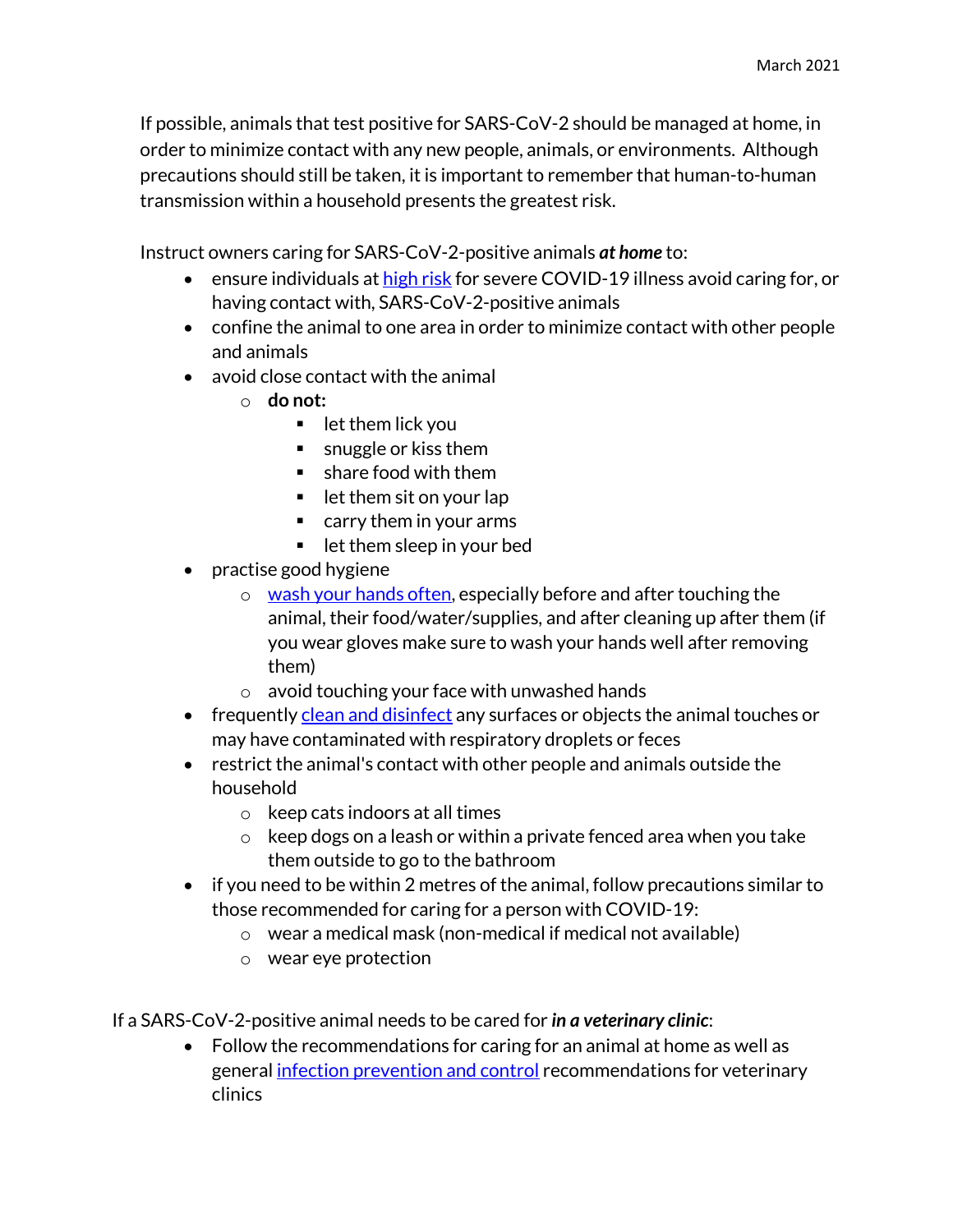If possible, animals that test positive for SARS-CoV-2 should be managed at home, in order to minimize contact with any new people, animals, or environments. Although precautions should still be taken, it is important to remember that human-to-human transmission within a household presents the greatest risk.

Instruct owners caring for SARS-CoV-2-positive animals ***at home*** to:

- ensure individuals at high risk for severe COVID-19 illness avoid caring for, or having contact with, SARS-CoV-2-positive animals
- confine the animal to one area in order to minimize contact with other people and animals
- avoid close contact with the animal
    - **do not:**
        - let them lick you
        - snuggle or kiss them
        - share food with them
        - let them sit on your lap
        - carry them in your arms
        - let them sleep in your bed
- practise good hygiene
    - wash your hands often, especially before and after touching the animal, their food/water/supplies, and after cleaning up after them (if you wear gloves make sure to wash your hands well after removing them)
    - avoid touching your face with unwashed hands
- frequently clean and disinfect any surfaces or objects the animal touches or may have contaminated with respiratory droplets or feces
- restrict the animal's contact with other people and animals outside the household
    - keep cats indoors at all times
    - keep dogs on a leash or within a private fenced area when you take them outside to go to the bathroom
- if you need to be within 2 metres of the animal, follow precautions similar to those recommended for caring for a person with COVID-19:
    - wear a medical mask (non-medical if medical not available)
    - wear eye protection

If a SARS-CoV-2-positive animal needs to be cared for ***in a veterinary clinic***:

- Follow the recommendations for caring for an animal at home as well as general infection prevention and control recommendations for veterinary clinics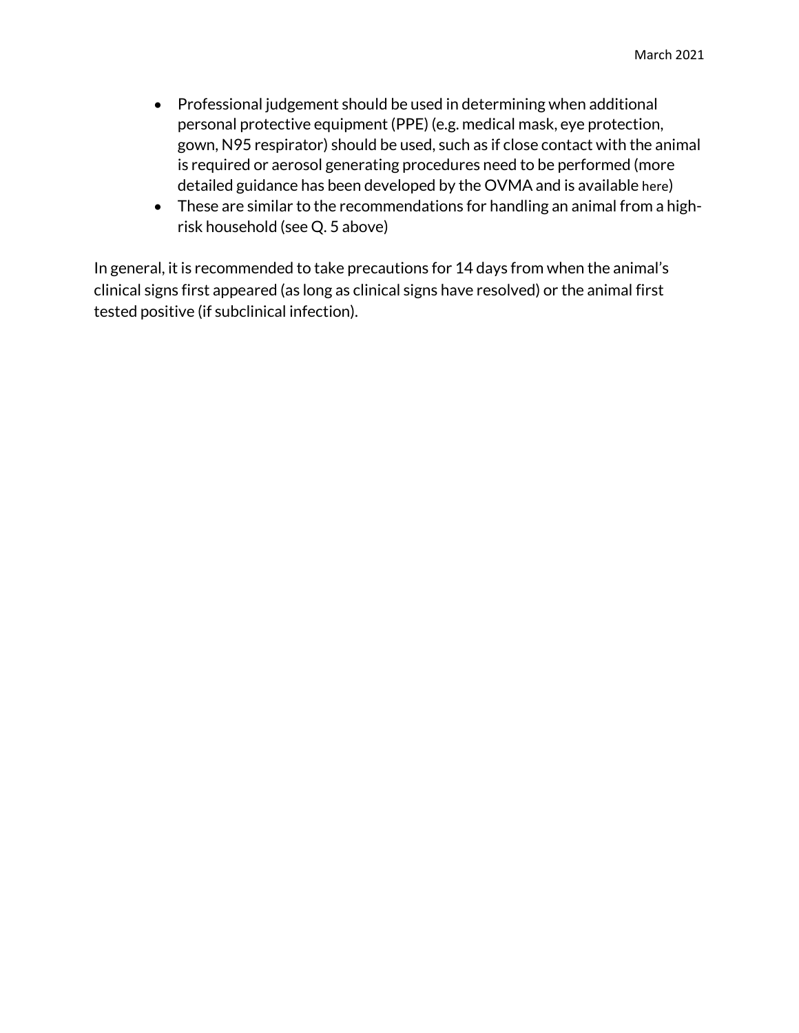- Professional judgement should be used in determining when additional personal protective equipment (PPE) (e.g. medical mask, eye protection, gown, N95 respirator) should be used, such as if close contact with the animal is required or aerosol generating procedures need to be performed (more detailed guidance has been developed by the OVMA and is available here)
- These are similar to the recommendations for handling an animal from a high-risk household (see Q. 5 above)

In general, it is recommended to take precautions for 14 days from when the animal's clinical signs first appeared (as long as clinical signs have resolved) or the animal first tested positive (if subclinical infection).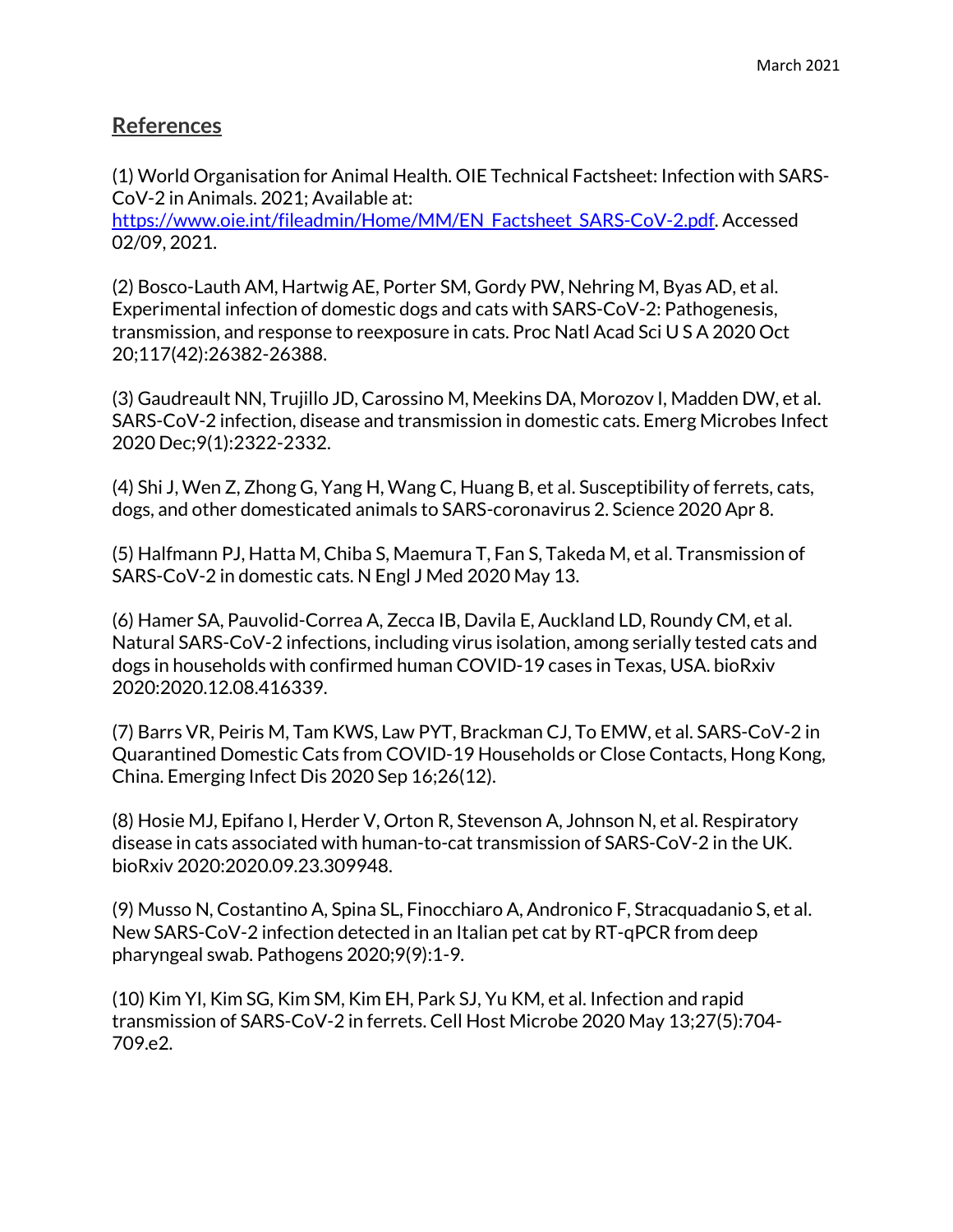## References

(1) World Organisation for Animal Health. OIE Technical Factsheet: Infection with SARS-CoV-2 in Animals. 2021; Available at: https://www.oie.int/fileadmin/Home/MM/EN_Factsheet_SARS-CoV-2.pdf. Accessed 02/09, 2021.

(2) Bosco-Lauth AM, Hartwig AE, Porter SM, Gordy PW, Nehring M, Byas AD, et al. Experimental infection of domestic dogs and cats with SARS-CoV-2: Pathogenesis, transmission, and response to reexposure in cats. Proc Natl Acad Sci U S A 2020 Oct 20;117(42):26382-26388.

(3) Gaudreault NN, Trujillo JD, Carossino M, Meekins DA, Morozov I, Madden DW, et al. SARS-CoV-2 infection, disease and transmission in domestic cats. Emerg Microbes Infect 2020 Dec;9(1):2322-2332.

(4) Shi J, Wen Z, Zhong G, Yang H, Wang C, Huang B, et al. Susceptibility of ferrets, cats, dogs, and other domesticated animals to SARS-coronavirus 2. Science 2020 Apr 8.

(5) Halfmann PJ, Hatta M, Chiba S, Maemura T, Fan S, Takeda M, et al. Transmission of SARS-CoV-2 in domestic cats. N Engl J Med 2020 May 13.

(6) Hamer SA, Pauvolid-Correa A, Zecca IB, Davila E, Auckland LD, Roundy CM, et al. Natural SARS-CoV-2 infections, including virus isolation, among serially tested cats and dogs in households with confirmed human COVID-19 cases in Texas, USA. bioRxiv 2020:2020.12.08.416339.

(7) Barrs VR, Peiris M, Tam KWS, Law PYT, Brackman CJ, To EMW, et al. SARS-CoV-2 in Quarantined Domestic Cats from COVID-19 Households or Close Contacts, Hong Kong, China. Emerging Infect Dis 2020 Sep 16;26(12).

(8) Hosie MJ, Epifano I, Herder V, Orton R, Stevenson A, Johnson N, et al. Respiratory disease in cats associated with human-to-cat transmission of SARS-CoV-2 in the UK. bioRxiv 2020:2020.09.23.309948.

(9) Musso N, Costantino A, Spina SL, Finocchiaro A, Andronico F, Stracquadanio S, et al. New SARS-CoV-2 infection detected in an Italian pet cat by RT-qPCR from deep pharyngeal swab. Pathogens 2020;9(9):1-9.

(10) Kim YI, Kim SG, Kim SM, Kim EH, Park SJ, Yu KM, et al. Infection and rapid transmission of SARS-CoV-2 in ferrets. Cell Host Microbe 2020 May 13;27(5):704-709.e2.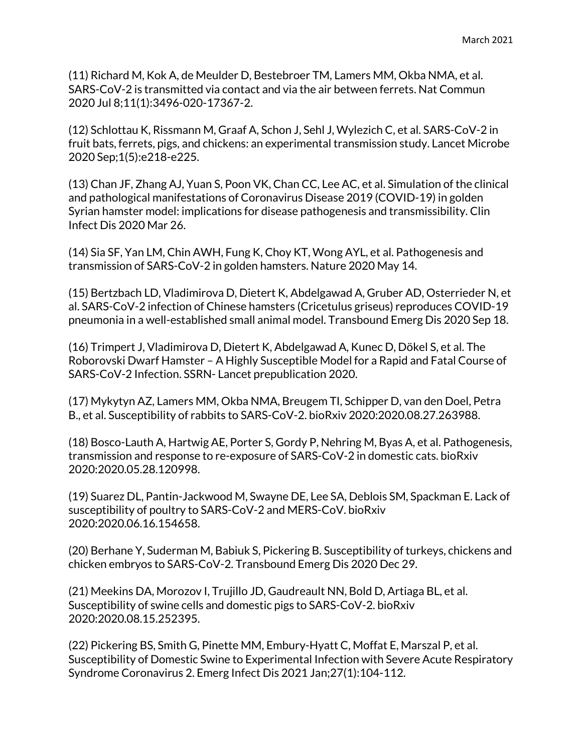(11) Richard M, Kok A, de Meulder D, Bestebroer TM, Lamers MM, Okba NMA, et al. SARS-CoV-2 is transmitted via contact and via the air between ferrets. Nat Commun 2020 Jul 8;11(1):3496-020-17367-2.

(12) Schlottau K, Rissmann M, Graaf A, Schon J, Sehl J, Wylezich C, et al. SARS-CoV-2 in fruit bats, ferrets, pigs, and chickens: an experimental transmission study. Lancet Microbe 2020 Sep;1(5):e218-e225.

(13) Chan JF, Zhang AJ, Yuan S, Poon VK, Chan CC, Lee AC, et al. Simulation of the clinical and pathological manifestations of Coronavirus Disease 2019 (COVID-19) in golden Syrian hamster model: implications for disease pathogenesis and transmissibility. Clin Infect Dis 2020 Mar 26.

(14) Sia SF, Yan LM, Chin AWH, Fung K, Choy KT, Wong AYL, et al. Pathogenesis and transmission of SARS-CoV-2 in golden hamsters. Nature 2020 May 14.

(15) Bertzbach LD, Vladimirova D, Dietert K, Abdelgawad A, Gruber AD, Osterrieder N, et al. SARS-CoV-2 infection of Chinese hamsters (Cricetulus griseus) reproduces COVID-19 pneumonia in a well-established small animal model. Transbound Emerg Dis 2020 Sep 18.

(16) Trimpert J, Vladimirova D, Dietert K, Abdelgawad A, Kunec D, Dökel S, et al. The Roborovski Dwarf Hamster – A Highly Susceptible Model for a Rapid and Fatal Course of SARS-CoV-2 Infection. SSRN- Lancet prepublication 2020.

(17) Mykytyn AZ, Lamers MM, Okba NMA, Breugem TI, Schipper D, van den Doel, Petra B., et al. Susceptibility of rabbits to SARS-CoV-2. bioRxiv 2020:2020.08.27.263988.

(18) Bosco-Lauth A, Hartwig AE, Porter S, Gordy P, Nehring M, Byas A, et al. Pathogenesis, transmission and response to re-exposure of SARS-CoV-2 in domestic cats. bioRxiv 2020:2020.05.28.120998.

(19) Suarez DL, Pantin-Jackwood M, Swayne DE, Lee SA, Deblois SM, Spackman E. Lack of susceptibility of poultry to SARS-CoV-2 and MERS-CoV. bioRxiv 2020:2020.06.16.154658.

(20) Berhane Y, Suderman M, Babiuk S, Pickering B. Susceptibility of turkeys, chickens and chicken embryos to SARS-CoV-2. Transbound Emerg Dis 2020 Dec 29.

(21) Meekins DA, Morozov I, Trujillo JD, Gaudreault NN, Bold D, Artiaga BL, et al. Susceptibility of swine cells and domestic pigs to SARS-CoV-2. bioRxiv 2020:2020.08.15.252395.

(22) Pickering BS, Smith G, Pinette MM, Embury-Hyatt C, Moffat E, Marszal P, et al. Susceptibility of Domestic Swine to Experimental Infection with Severe Acute Respiratory Syndrome Coronavirus 2. Emerg Infect Dis 2021 Jan;27(1):104-112.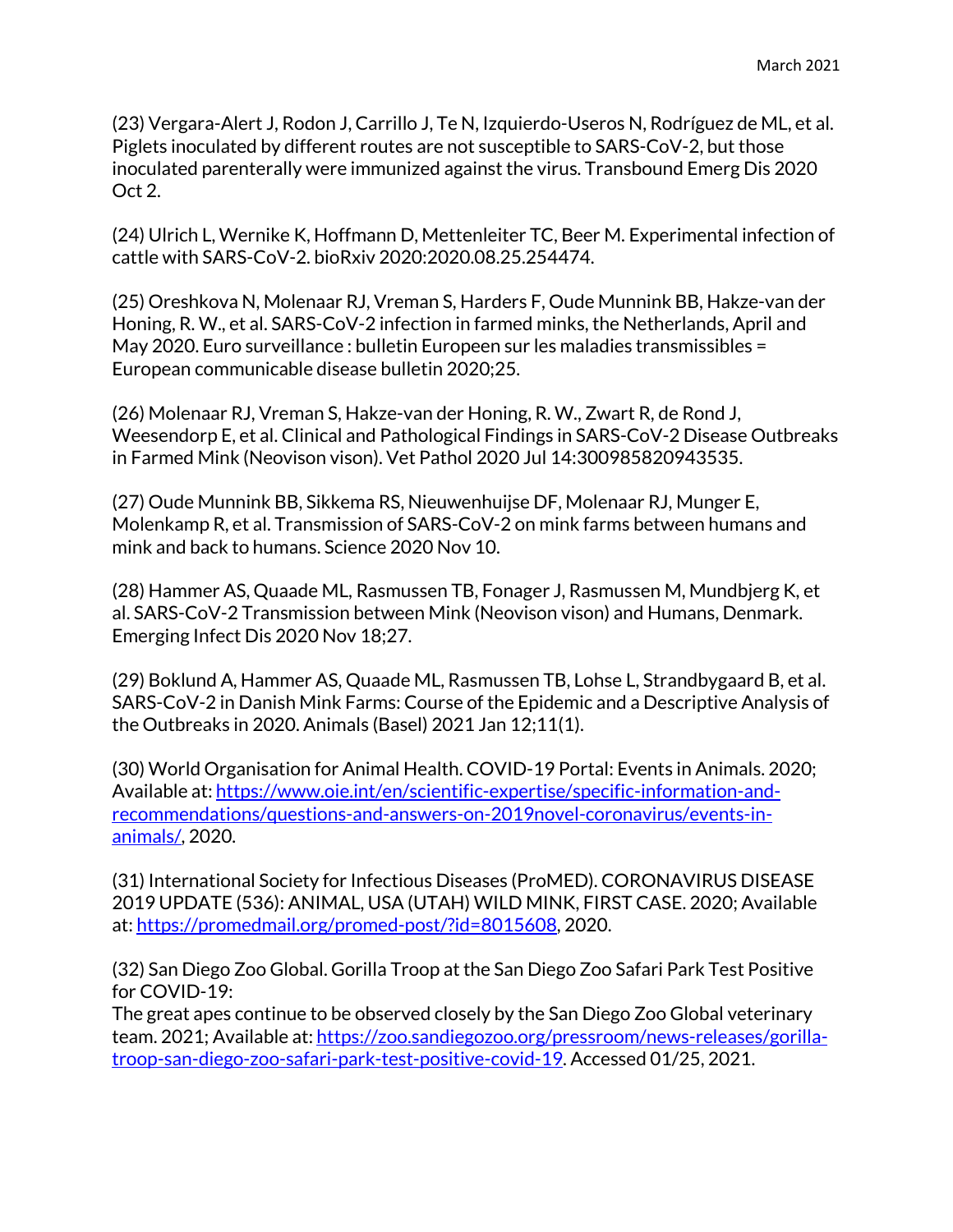(23) Vergara-Alert J, Rodon J, Carrillo J, Te N, Izquierdo-Useros N, Rodríguez de ML, et al. Piglets inoculated by different routes are not susceptible to SARS-CoV-2, but those inoculated parenterally were immunized against the virus. Transbound Emerg Dis 2020 Oct 2.

(24) Ulrich L, Wernike K, Hoffmann D, Mettenleiter TC, Beer M. Experimental infection of cattle with SARS-CoV-2. bioRxiv 2020:2020.08.25.254474.

(25) Oreshkova N, Molenaar RJ, Vreman S, Harders F, Oude Munnink BB, Hakze-van der Honing, R. W., et al. SARS-CoV-2 infection in farmed minks, the Netherlands, April and May 2020. Euro surveillance : bulletin Europeen sur les maladies transmissibles = European communicable disease bulletin 2020;25.

(26) Molenaar RJ, Vreman S, Hakze-van der Honing, R. W., Zwart R, de Rond J, Weesendorp E, et al. Clinical and Pathological Findings in SARS-CoV-2 Disease Outbreaks in Farmed Mink (Neovison vison). Vet Pathol 2020 Jul 14:300985820943535.

(27) Oude Munnink BB, Sikkema RS, Nieuwenhuijse DF, Molenaar RJ, Munger E, Molenkamp R, et al. Transmission of SARS-CoV-2 on mink farms between humans and mink and back to humans. Science 2020 Nov 10.

(28) Hammer AS, Quaade ML, Rasmussen TB, Fonager J, Rasmussen M, Mundbjerg K, et al. SARS-CoV-2 Transmission between Mink (Neovison vison) and Humans, Denmark. Emerging Infect Dis 2020 Nov 18;27.

(29) Boklund A, Hammer AS, Quaade ML, Rasmussen TB, Lohse L, Strandbygaard B, et al. SARS-CoV-2 in Danish Mink Farms: Course of the Epidemic and a Descriptive Analysis of the Outbreaks in 2020. Animals (Basel) 2021 Jan 12;11(1).

(30) World Organisation for Animal Health. COVID-19 Portal: Events in Animals. 2020; Available at: https://www.oie.int/en/scientific-expertise/specific-information-and-recommendations/questions-and-answers-on-2019novel-coronavirus/events-in-animals/, 2020.

(31) International Society for Infectious Diseases (ProMED). CORONAVIRUS DISEASE 2019 UPDATE (536): ANIMAL, USA (UTAH) WILD MINK, FIRST CASE. 2020; Available at: https://promedmail.org/promed-post/?id=8015608, 2020.

(32) San Diego Zoo Global. Gorilla Troop at the San Diego Zoo Safari Park Test Positive for COVID-19:
The great apes continue to be observed closely by the San Diego Zoo Global veterinary team. 2021; Available at: https://zoo.sandiegozoo.org/pressroom/news-releases/gorilla-troop-san-diego-zoo-safari-park-test-positive-covid-19. Accessed 01/25, 2021.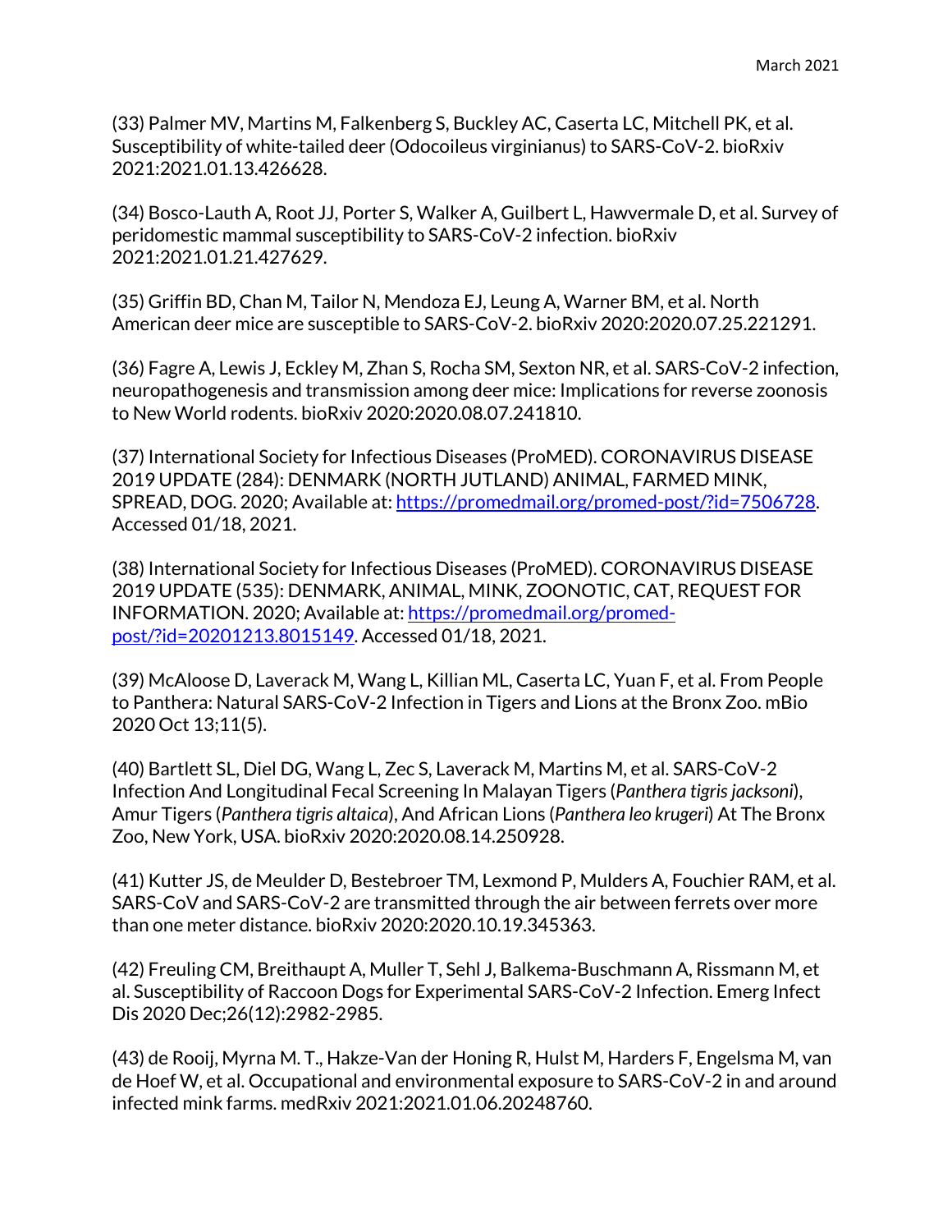(33) Palmer MV, Martins M, Falkenberg S, Buckley AC, Caserta LC, Mitchell PK, et al. Susceptibility of white-tailed deer (Odocoileus virginianus) to SARS-CoV-2. bioRxiv 2021:2021.01.13.426628.

(34) Bosco-Lauth A, Root JJ, Porter S, Walker A, Guilbert L, Hawvermale D, et al. Survey of peridomestic mammal susceptibility to SARS-CoV-2 infection. bioRxiv 2021:2021.01.21.427629.

(35) Griffin BD, Chan M, Tailor N, Mendoza EJ, Leung A, Warner BM, et al. North American deer mice are susceptible to SARS-CoV-2. bioRxiv 2020:2020.07.25.221291.

(36) Fagre A, Lewis J, Eckley M, Zhan S, Rocha SM, Sexton NR, et al. SARS-CoV-2 infection, neuropathogenesis and transmission among deer mice: Implications for reverse zoonosis to New World rodents. bioRxiv 2020:2020.08.07.241810.

(37) International Society for Infectious Diseases (ProMED). CORONAVIRUS DISEASE 2019 UPDATE (284): DENMARK (NORTH JUTLAND) ANIMAL, FARMED MINK, SPREAD, DOG. 2020; Available at: https://promedmail.org/promed-post/?id=7506728. Accessed 01/18, 2021.

(38) International Society for Infectious Diseases (ProMED). CORONAVIRUS DISEASE 2019 UPDATE (535): DENMARK, ANIMAL, MINK, ZOONOTIC, CAT, REQUEST FOR INFORMATION. 2020; Available at: https://promedmail.org/promed-post/?id=20201213.8015149. Accessed 01/18, 2021.

(39) McAloose D, Laverack M, Wang L, Killian ML, Caserta LC, Yuan F, et al. From People to Panthera: Natural SARS-CoV-2 Infection in Tigers and Lions at the Bronx Zoo. mBio 2020 Oct 13;11(5).

(40) Bartlett SL, Diel DG, Wang L, Zec S, Laverack M, Martins M, et al. SARS-CoV-2 Infection And Longitudinal Fecal Screening In Malayan Tigers (*Panthera tigris jacksoni*), Amur Tigers (*Panthera tigris altaica*), And African Lions (*Panthera leo krugeri*) At The Bronx Zoo, New York, USA. bioRxiv 2020:2020.08.14.250928.

(41) Kutter JS, de Meulder D, Bestebroer TM, Lexmond P, Mulders A, Fouchier RAM, et al. SARS-CoV and SARS-CoV-2 are transmitted through the air between ferrets over more than one meter distance. bioRxiv 2020:2020.10.19.345363.

(42) Freuling CM, Breithaupt A, Muller T, Sehl J, Balkema-Buschmann A, Rissmann M, et al. Susceptibility of Raccoon Dogs for Experimental SARS-CoV-2 Infection. Emerg Infect Dis 2020 Dec;26(12):2982-2985.

(43) de Rooij, Myrna M. T., Hakze-Van der Honing R, Hulst M, Harders F, Engelsma M, van de Hoef W, et al. Occupational and environmental exposure to SARS-CoV-2 in and around infected mink farms. medRxiv 2021:2021.01.06.20248760.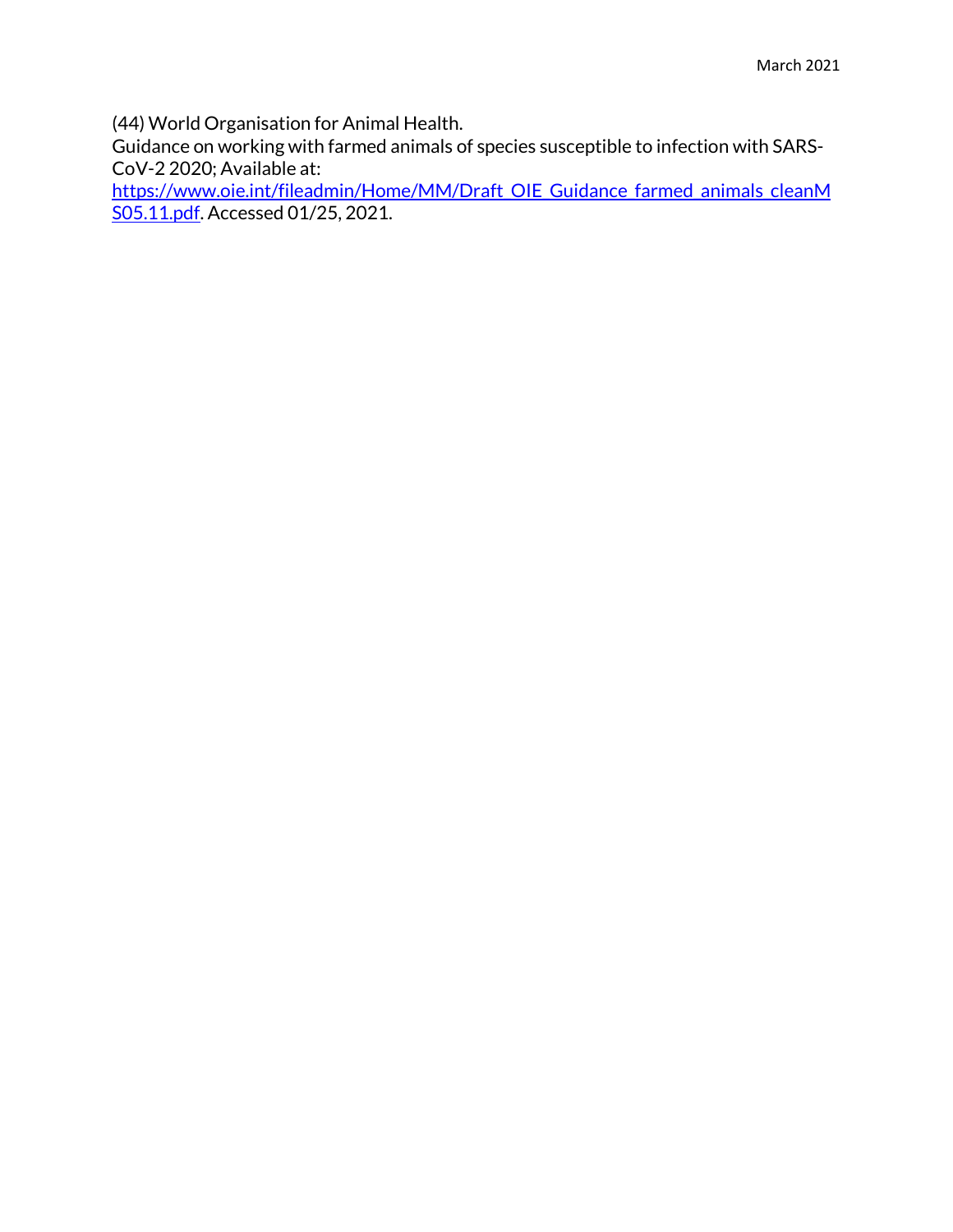(44) World Organisation for Animal Health.
Guidance on working with farmed animals of species susceptible to infection with SARS-CoV-2 2020; Available at: [https://www.oie.int/fileadmin/Home/MM/Draft_OIE_Guidance_farmed_animals_cleanMS05.11.pdf](https://www.oie.int/fileadmin/Home/MM/Draft_OIE_Guidance_farmed_animals_cleanMS05.11.pdf). Accessed 01/25, 2021.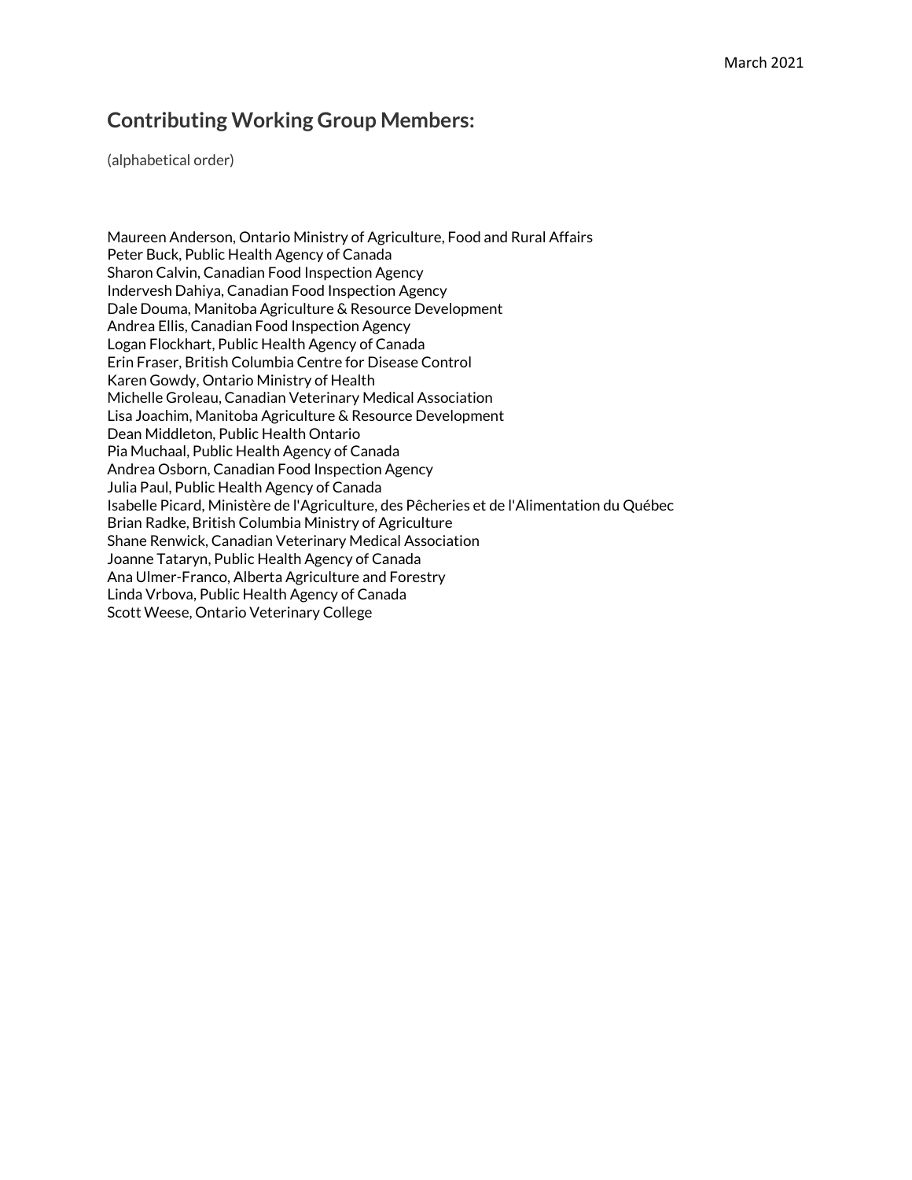March 2021

## Contributing Working Group Members:

(alphabetical order)

Maureen Anderson, Ontario Ministry of Agriculture, Food and Rural Affairs
Peter Buck, Public Health Agency of Canada
Sharon Calvin, Canadian Food Inspection Agency
Indervesh Dahiya, Canadian Food Inspection Agency
Dale Douma, Manitoba Agriculture & Resource Development
Andrea Ellis, Canadian Food Inspection Agency
Logan Flockhart, Public Health Agency of Canada
Erin Fraser, British Columbia Centre for Disease Control
Karen Gowdy, Ontario Ministry of Health
Michelle Groleau, Canadian Veterinary Medical Association
Lisa Joachim, Manitoba Agriculture & Resource Development
Dean Middleton, Public Health Ontario
Pia Muchaal, Public Health Agency of Canada
Andrea Osborn, Canadian Food Inspection Agency
Julia Paul, Public Health Agency of Canada
Isabelle Picard, Ministère de l'Agriculture, des Pêcheries et de l'Alimentation du Québec
Brian Radke, British Columbia Ministry of Agriculture
Shane Renwick, Canadian Veterinary Medical Association
Joanne Tataryn, Public Health Agency of Canada
Ana Ulmer-Franco, Alberta Agriculture and Forestry
Linda Vrbova, Public Health Agency of Canada
Scott Weese, Ontario Veterinary College